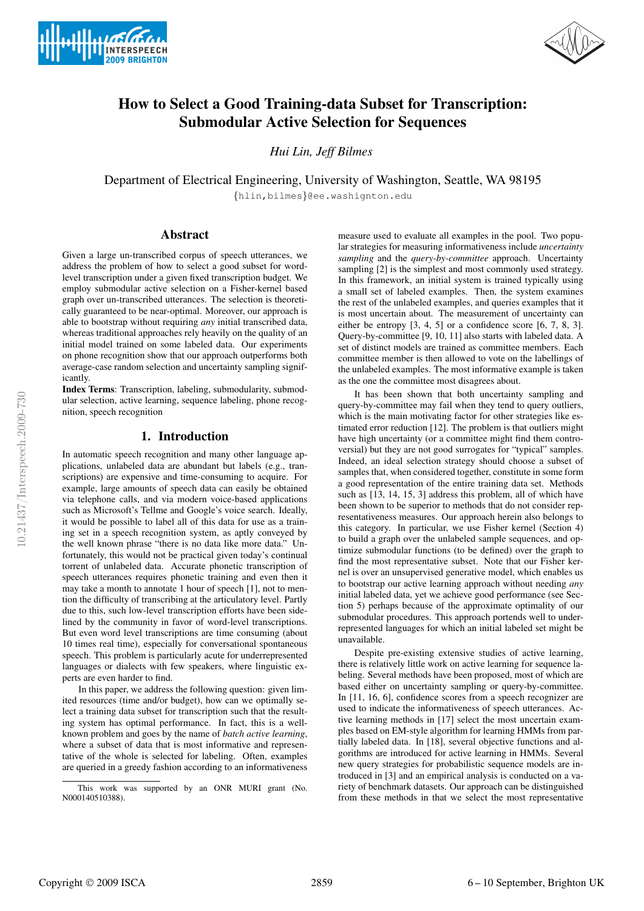# How to Select a Good Training-data Subset for Transcription: Submodular Active Selection for Sequences

*Hui Lin, Jeff Bilmes*

Department of Electrical Engineering, University of Washington, Seattle, WA 98195

{hlin,bilmes}@ee.washington.edu

## Abstract

Given a large un-transcribed corpus of speech utterances, we address the problem of how to select a good subset for word-level transcription under a given fixed transcription budget. We employ submodular active selection on a Fisher-kernel based graph over un-transcribed utterances. The selection is theoretically guaranteed to be near-optimal. Moreover, our approach is able to bootstrap without requiring *any* initial transcribed data, whereas traditional approaches rely heavily on the quality of an initial model trained on some labeled data. Our experiments on phone recognition show that our approach outperforms both average-case random selection and uncertainty sampling significantly.

**Index Terms**: Transcription, labeling, submodularity, submodular selection, active learning, sequence labeling, phone recognition, speech recognition

## 1. Introduction

In automatic speech recognition and many other language applications, unlabeled data are abundant but labels (e.g., transcriptions) are expensive and time-consuming to acquire. For example, large amounts of speech data can easily be obtained via telephone calls, and via modern voice-based applications such as Microsoft's Tellme and Google's voice search. Ideally, it would be possible to label all of this data for use as a training set in a speech recognition system, as aptly conveyed by the well known phrase "there is no data like more data." Unfortunately, this would not be practical given today's continual torrent of unlabeled data. Accurate phonetic transcription of speech utterances requires phonetic training and even then it may take a month to annotate 1 hour of speech [1], not to mention the difficulty of transcribing at the articulatory level. Partly due to this, such low-level transcription efforts have been sidelined by the community in favor of word-level transcriptions. But even word level transcriptions are time consuming (about 10 times real time), especially for conversational spontaneous speech. This problem is particularly acute for underrepresented languages or dialects with few speakers, where linguistic experts are even harder to find.

In this paper, we address the following question: given limited resources (time and/or budget), how can we optimally select a training data subset for transcription such that the resulting system has optimal performance. In fact, this is a well-known problem and goes by the name of *batch active learning*, where a subset of data that is most informative and representative of the whole is selected for labeling. Often, examples are queried in a greedy fashion according to an informativeness measure used to evaluate all examples in the pool. Two popular strategies for measuring informativeness include *uncertainty sampling* and the *query-by-committee* approach. Uncertainty sampling [2] is the simplest and most commonly used strategy. In this framework, an initial system is trained typically using a small set of labeled examples. Then, the system examines the rest of the unlabeled examples, and queries examples that it is most uncertain about. The measurement of uncertainty can either be entropy [3, 4, 5] or a confidence score [6, 7, 8, 3]. Query-by-committee [9, 10, 11] also starts with labeled data. A set of distinct models are trained as committee members. Each committee member is then allowed to vote on the labellings of the unlabeled examples. The most informative example is taken as the one the committee most disagrees about.

It has been shown that both uncertainty sampling and query-by-committee may fail when they tend to query outliers, which is the main motivating factor for other strategies like estimated error reduction [12]. The problem is that outliers might have high uncertainty (or a committee might find them controversial) but they are not good surrogates for "typical" samples. Indeed, an ideal selection strategy should choose a subset of samples that, when considered together, constitute in some form a good representation of the entire training data set. Methods such as [13, 14, 15, 3] address this problem, all of which have been shown to be superior to methods that do not consider representativeness measures. Our approach herein also belongs to this category. In particular, we use Fisher kernel (Section 4) to build a graph over the unlabeled sample sequences, and optimize submodular functions (to be defined) over the graph to find the most representative subset. Note that our Fisher kernel is over an unsupervised generative model, which enables us to bootstrap our active learning approach without needing *any* initial labeled data, yet we achieve good performance (see Section 5) perhaps because of the approximate optimality of our submodular procedures. This approach portends well to underrepresented languages for which an initial labeled set might be unavailable.

Despite pre-existing extensive studies of active learning, there is relatively little work on active learning for sequence labeling. Several methods have been proposed, most of which are based either on uncertainty sampling or query-by-committee. In [11, 16, 6], confidence scores from a speech recognizer are used to indicate the informativeness of speech utterances. Active learning methods in [17] select the most uncertain examples based on EM-style algorithm for learning HMMs from partially labeled data. In [18], several objective functions and algorithms are introduced for active learning in HMMs. Several new query strategies for probabilistic sequence models are introduced in [3] and an empirical analysis is conducted on a variety of benchmark datasets. Our approach can be distinguished from these methods in that we select the most representative

This work was supported by an ONR MURI grant (No. N000140510388).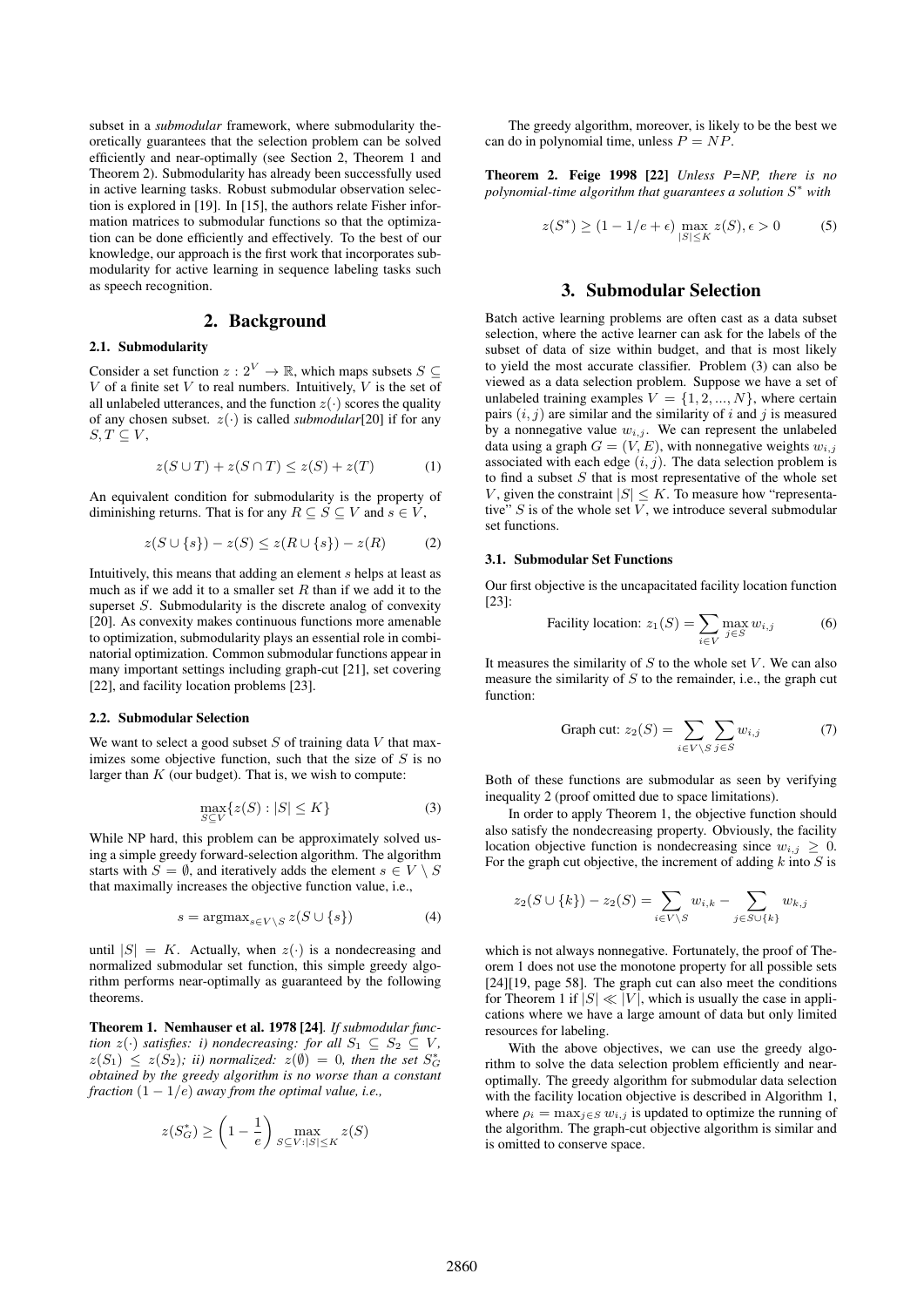subset in a *submodular* framework, where submodularity theoretically guarantees that the selection problem can be solved efficiently and near-optimally (see Section 2, Theorem 1 and Theorem 2). Submodularity has already been successfully used in active learning tasks. Robust submodular observation selection is explored in [19]. In [15], the authors relate Fisher information matrices to submodular functions so that the optimization can be done efficiently and effectively. To the best of our knowledge, our approach is the first work that incorporates submodularity for active learning in sequence labeling tasks such as speech recognition.

## 2. Background

### 2.1. Submodularity

Consider a set function $z : 2^V \to \mathbb{R}$, which maps subsets $S \subseteq V$ of a finite set $V$ to real numbers. Intuitively, $V$ is the set of all unlabeled utterances, and the function $z(\cdot)$ scores the quality of any chosen subset. $z(\cdot)$ is called *submodular*[20] if for any $S, T \subseteq V$,

$$z(S \cup T) + z(S \cap T) \leq z(S) + z(T) \tag{1}$$

An equivalent condition for submodularity is the property of diminishing returns. That is for any $R \subseteq S \subseteq V$ and $s \in V$,

$$z(S \cup \{s\}) - z(S) \leq z(R \cup \{s\}) - z(R) \tag{2}$$

Intuitively, this means that adding an element $s$ helps at least as much as if we add it to a smaller set $R$ than if we add it to the superset $S$. Submodularity is the discrete analog of convexity [20]. As convexity makes continuous functions more amenable to optimization, submodularity plays an essential role in combinatorial optimization. Common submodular functions appear in many important settings including graph-cut [21], set covering [22], and facility location problems [23].

### 2.2. Submodular Selection

We want to select a good subset $S$ of training data $V$ that maximizes some objective function, such that the size of $S$ is no larger than $K$ (our budget). That is, we wish to compute:

$$\max_{S \subseteq V} \{z(S) : |S| \leq K\} \tag{3}$$

While NP hard, this problem can be approximately solved using a simple greedy forward-selection algorithm. The algorithm starts with $S = \emptyset$, and iteratively adds the element $s \in V \setminus S$ that maximally increases the objective function value, i.e.,

$$s = \mathrm{argmax}_{s \in V \setminus S}\, z(S \cup \{s\}) \tag{4}$$

until $|S| = K$. Actually, when $z(\cdot)$ is a nondecreasing and normalized submodular set function, this simple greedy algorithm performs near-optimally as guaranteed by the following theorems.

**Theorem 1. Nemhauser et al. 1978 [24]**. *If submodular function $z(\cdot)$ satisfies: i) nondecreasing: for all $S_1 \subseteq S_2 \subseteq V$, $z(S_1) \leq z(S_2)$; ii) normalized: $z(\emptyset) = 0$, then the set $S_G^*$ obtained by the greedy algorithm is no worse than a constant fraction $(1 - 1/e)$ away from the optimal value, i.e.,*

$$z(S_G^*) \geq \left(1 - \frac{1}{e}\right) \max_{S \subseteq V : |S| \leq K} z(S)$$

The greedy algorithm, moreover, is likely to be the best we can do in polynomial time, unless $P = NP$.

**Theorem 2. Feige 1998 [22]** *Unless P=NP, there is no polynomial-time algorithm that guarantees a solution $S^*$ with*

$$z(S^*) \geq (1 - 1/e + \epsilon) \max_{|S| \leq K} z(S), \epsilon > 0 \tag{5}$$

## 3. Submodular Selection

Batch active learning problems are often cast as a data subset selection, where the active learner can ask for the labels of the subset of data of size within budget, and that is most likely to yield the most accurate classifier. Problem (3) can also be viewed as a data selection problem. Suppose we have a set of unlabeled training examples $V = \{1, 2, ..., N\}$, where certain pairs $(i, j)$ are similar and the similarity of $i$ and $j$ is measured by a nonnegative value $w_{i,j}$. We can represent the unlabeled data using a graph $G = (V, E)$, with nonnegative weights $w_{i,j}$ associated with each edge $(i, j)$. The data selection problem is to find a subset $S$ that is most representative of the whole set $V$, given the constraint $|S| \leq K$. To measure how "representative" $S$ is of the whole set $V$, we introduce several submodular set functions.

### 3.1. Submodular Set Functions

Our first objective is the uncapacitated facility location function [23]:

$$\text{Facility location: } z_1(S) = \sum_{i \in V} \max_{j \in S} w_{i,j} \tag{6}$$

It measures the similarity of $S$ to the whole set $V$. We can also measure the similarity of $S$ to the remainder, i.e., the graph cut function:

$$\text{Graph cut: } z_2(S) = \sum_{i \in V \setminus S} \sum_{j \in S} w_{i,j} \tag{7}$$

Both of these functions are submodular as seen by verifying inequality 2 (proof omitted due to space limitations).

In order to apply Theorem 1, the objective function should also satisfy the nondecreasing property. Obviously, the facility location objective function is nondecreasing since $w_{i,j} \geq 0$. For the graph cut objective, the increment of adding $k$ into $S$ is

$$z_2(S \cup \{k\}) - z_2(S) = \sum_{i \in V \setminus S} w_{i,k} - \sum_{j \in S \cup \{k\}} w_{k,j}$$

which is not always nonnegative. Fortunately, the proof of Theorem 1 does not use the monotone property for all possible sets [24][19, page 58]. The graph cut can also meet the conditions for Theorem 1 if $|S| \ll |V|$, which is usually the case in applications where we have a large amount of data but only limited resources for labeling.

With the above objectives, we can use the greedy algorithm to solve the data selection problem efficiently and near-optimally. The greedy algorithm for submodular data selection with the facility location objective is described in Algorithm 1, where $\rho_i = \max_{j \in S} w_{i,j}$ is updated to optimize the running of the algorithm. The graph-cut objective algorithm is similar and is omitted to conserve space.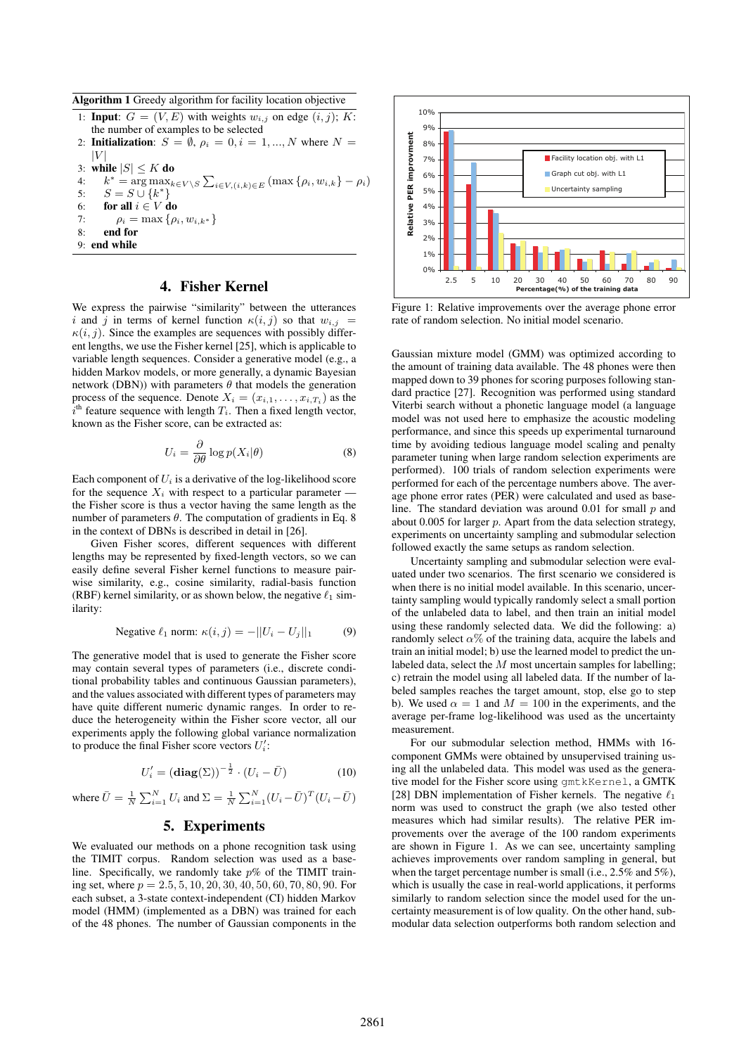**Algorithm 1** Greedy algorithm for facility location objective

1: **Input**: $G = (V, E)$ with weights $w_{i,j}$ on edge $(i, j)$; $K$: the number of examples to be selected
2: **Initialization**: $S = \emptyset$, $\rho_i = 0, i = 1, ..., N$ where $N = |V|$
3: **while** $|S| \leq K$ **do**
4: $\quad k^* = \arg\max_{k \in V \setminus S} \sum_{i \in V, (i,k) \in E} (\max\{\rho_i, w_{i,k}\} - \rho_i)$
5: $\quad S = S \cup \{k^*\}$
6: $\quad$ **for all** $i \in V$ **do**
7: $\quad\quad \rho_i = \max\{\rho_i, w_{i,k^*}\}$
8: $\quad$ **end for**
9: **end while**

## 4. Fisher Kernel

We express the pairwise "similarity" between the utterances $i$ and $j$ in terms of kernel function $\kappa(i, j)$ so that $w_{i,j} = \kappa(i, j)$. Since the examples are sequences with possibly different lengths, we use the Fisher kernel [25], which is applicable to variable length sequences. Consider a generative model (e.g., a hidden Markov models, or more generally, a dynamic Bayesian network (DBN)) with parameters $\theta$ that models the generation process of the sequence. Denote $X_i = (x_{i,1}, \ldots, x_{i,T_i})$ as the $i^{\text{th}}$ feature sequence with length $T_i$. Then a fixed length vector, known as the Fisher score, can be extracted as:

$$U_i = \frac{\partial}{\partial \theta} \log p(X_i|\theta) \tag{8}$$

Each component of $U_i$ is a derivative of the log-likelihood score for the sequence $X_i$ with respect to a particular parameter — the Fisher score is thus a vector having the same length as the number of parameters $\theta$. The computation of gradients in Eq. 8 in the context of DBNs is described in detail in [26].

Given Fisher scores, different sequences with different lengths may be represented by fixed-length vectors, so we can easily define several Fisher kernel functions to measure pairwise similarity, e.g., cosine similarity, radial-basis function (RBF) kernel similarity, or as shown below, the negative $\ell_1$ similarity:

$$\text{Negative } \ell_1 \text{ norm: } \kappa(i, j) = -||U_i - U_j||_1 \tag{9}$$

The generative model that is used to generate the Fisher score may contain several types of parameters (i.e., discrete conditional probability tables and continuous Gaussian parameters), and the values associated with different types of parameters may have quite different numeric dynamic ranges. In order to reduce the heterogeneity within the Fisher score vector, all our experiments apply the following global variance normalization to produce the final Fisher score vectors $U_i'$:

$$U_i' = (\mathbf{diag}(\Sigma))^{-\frac{1}{2}} \cdot (U_i - \bar{U}) \tag{10}$$

where $\bar{U} = \frac{1}{N}\sum_{i=1}^{N} U_i$ and $\Sigma = \frac{1}{N}\sum_{i=1}^{N}(U_i - \bar{U})^T(U_i - \bar{U})$

## 5. Experiments

We evaluated our methods on a phone recognition task using the TIMIT corpus. Random selection was used as a baseline. Specifically, we randomly take $p\%$ of the TIMIT training set, where $p = 2.5, 5, 10, 20, 30, 40, 50, 60, 70, 80, 90$. For each subset, a 3-state context-independent (CI) hidden Markov model (HMM) (implemented as a DBN) was trained for each of the 48 phones. The number of Gaussian components in the Gaussian mixture model (GMM) was optimized according to the amount of training data available. The 48 phones were then mapped down to 39 phones for scoring purposes following standard practice [27]. Recognition was performed using standard Viterbi search without a phonetic language model (a language model was not used here to emphasize the acoustic modeling performance, and since this speeds up experimental turnaround time by avoiding tedious language model scaling and penalty parameter tuning when large random selection experiments are performed). 100 trials of random selection experiments were performed for each of the percentage numbers above. The average phone error rates (PER) were calculated and used as baseline. The standard deviation was around 0.01 for small $p$ and about 0.005 for larger $p$. Apart from the data selection strategy, experiments on uncertainty sampling and submodular selection followed exactly the same setups as random selection.

Figure 1: Relative improvements over the average phone error rate of random selection. No initial model scenario.

Uncertainty sampling and submodular selection were evaluated under two scenarios. The first scenario we considered is when there is no initial model available. In this scenario, uncertainty sampling would typically randomly select a small portion of the unlabeled data to label, and then train an initial model using these randomly selected data. We did the following: a) randomly select $\alpha\%$ of the training data, acquire the labels and train an initial model; b) use the learned model to predict the unlabeled data, select the $M$ most uncertain samples for labelling; c) retrain the model using all labeled data. If the number of labeled samples reaches the target amount, stop, else go to step b). We used $\alpha = 1$ and $M = 100$ in the experiments, and the average per-frame log-likelihood was used as the uncertainty measurement.

For our submodular selection method, HMMs with 16-component GMMs were obtained by unsupervised training using all the unlabeled data. This model was used as the generative model for the Fisher score using `gmtkKernel`, a GMTK [28] DBN implementation of Fisher kernels. The negative $\ell_1$ norm was used to construct the graph (we also tested other measures which had similar results). The relative PER improvements over the average of the 100 random experiments are shown in Figure 1. As we can see, uncertainty sampling achieves improvements over random sampling in general, but when the target percentage number is small (i.e., 2.5% and 5%), which is usually the case in real-world applications, it performs similarly to random selection since the model used for the uncertainty measurement is of low quality. On the other hand, submodular data selection outperforms both random selection and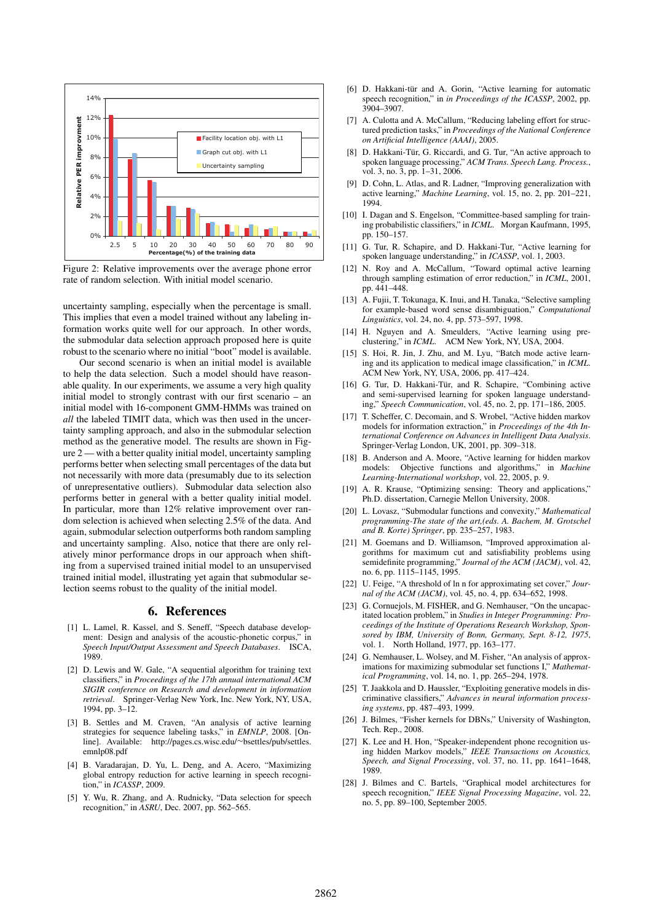14%
12%
10%
8%
6%
4%
2%
0%
Relative PER improvment
2.5 5 10 20 30 40 50 60 70 80 90
Percentage(%) of the training data
Facility location obj. with L1
Graph cut obj. with L1
Uncertainty sampling

Figure 2: Relative improvements over the average phone error rate of random selection. With initial model scenario.

uncertainty sampling, especially when the percentage is small. This implies that even a model trained without any labeling information works quite well for our approach. In other words, the submodular data selection approach proposed here is quite robust to the scenario where no initial "boot" model is available.

Our second scenario is when an initial model is available to help the data selection. Such a model should have reasonable quality. In our experiments, we assume a very high quality initial model to strongly contrast with our first scenario – an initial model with 16-component GMM-HMMs was trained on *all* the labeled TIMIT data, which was then used in the uncertainty sampling approach, and also in the submodular selection method as the generative model. The results are shown in Figure 2 — with a better quality initial model, uncertainty sampling performs better when selecting small percentages of the data but not necessarily with more data (presumably due to its selection of unrepresentative outliers). Submodular data selection also performs better in general with a better quality initial model. In particular, more than 12% relative improvement over random selection is achieved when selecting 2.5% of the data. And again, submodular selection outperforms both random sampling and uncertainty sampling. Also, notice that there are only relatively minor performance drops in our approach when shifting from a supervised trained initial model to an unsupervised trained initial model, illustrating yet again that submodular selection seems robust to the quality of the initial model.

## 6. References

[1] L. Lamel, R. Kassel, and S. Seneff, "Speech database development: Design and analysis of the acoustic-phonetic corpus," in *Speech Input/Output Assessment and Speech Databases*. ISCA, 1989.

[2] D. Lewis and W. Gale, "A sequential algorithm for training text classifiers," in *Proceedings of the 17th annual international ACM SIGIR conference on Research and development in information retrieval*. Springer-Verlag New York, Inc. New York, NY, USA, 1994, pp. 3–12.

[3] B. Settles and M. Craven, "An analysis of active learning strategies for sequence labeling tasks," in *EMNLP*, 2008. [Online]. Available: http://pages.cs.wisc.edu/~bsettles/pub/settles.emnlp08.pdf

[4] B. Varadarajan, D. Yu, L. Deng, and A. Acero, "Maximizing global entropy reduction for active learning in speech recognition," in *ICASSP*, 2009.

[5] Y. Wu, R. Zhang, and A. Rudnicky, "Data selection for speech recognition," in *ASRU*, Dec. 2007, pp. 562–565.

[6] D. Hakkani-tür and A. Gorin, "Active learning for automatic speech recognition," in *in Proceedings of the ICASSP*, 2002, pp. 3904–3907.

[7] A. Culotta and A. McCallum, "Reducing labeling effort for structured prediction tasks," in *Proceedings of the National Conference on Artificial Intelligence (AAAI)*, 2005.

[8] D. Hakkani-Tür, G. Riccardi, and G. Tur, "An active approach to spoken language processing," *ACM Trans. Speech Lang. Process.*, vol. 3, no. 3, pp. 1–31, 2006.

[9] D. Cohn, L. Atlas, and R. Ladner, "Improving generalization with active learning," *Machine Learning*, vol. 15, no. 2, pp. 201–221, 1994.

[10] I. Dagan and S. Engelson, "Committee-based sampling for training probabilistic classifiers," in *ICML*. Morgan Kaufmann, 1995, pp. 150–157.

[11] G. Tur, R. Schapire, and D. Hakkani-Tur, "Active learning for spoken language understanding," in *ICASSP*, vol. 1, 2003.

[12] N. Roy and A. McCallum, "Toward optimal active learning through sampling estimation of error reduction," in *ICML*, 2001, pp. 441–448.

[13] A. Fujii, T. Tokunaga, K. Inui, and H. Tanaka, "Selective sampling for example-based word sense disambiguation," *Computational Linguistics*, vol. 24, no. 4, pp. 573–597, 1998.

[14] H. Nguyen and A. Smeulders, "Active learning using preclustering," in *ICML*. ACM New York, NY, USA, 2004.

[15] S. Hoi, R. Jin, J. Zhu, and M. Lyu, "Batch mode active learning and its application to medical image classification," in *ICML*. ACM New York, NY, USA, 2006, pp. 417–424.

[16] G. Tur, R. Schapire, and D. Hakkani-Tür, "Combining active and semi-supervised learning for spoken language understanding," *Speech Communication*, vol. 45, no. 2, pp. 171–186, 2005.

[17] T. Scheffer, C. Decomain, and S. Wrobel, "Active hidden markov models for information extraction," in *Proceedings of the 4th International Conference on Advances in Intelligent Data Analysis*. Springer-Verlag London, UK, 2001, pp. 309–318.

[18] B. Anderson and A. Moore, "Active learning for hidden markov models: Objective functions and algorithms," in *Machine Learning-International workshop*, vol. 22, 2005, p. 9.

[19] A. R. Krause, "Optimizing sensing: Theory and applications," Ph.D. dissertation, Carnegie Mellon University, 2008.

[20] L. Lovasz, "Submodular functions and convexity," *Mathematical programming-The state of the art,(eds. A. Bachem, M. Grotschel and B. Korte) Springer*, pp. 235–257, 1983.

[21] M. Goemans and D. Williamson, "Improved approximation algorithms for maximum cut and satisfiability problems using semidefinite programming," *Journal of the ACM (JACM)*, vol. 42, no. 6, pp. 1115–1145, 1995.

[22] U. Feige, "A threshold of ln n for approximating set cover," *Journal of the ACM (JACM)*, vol. 45, no. 4, pp. 634–652, 1998.

[23] G. Cornuejols, M. FISHER, and G. Nemhauser, "On the uncapacitated location problem," in *Studies in Integer Programming: Proceedings of the Institute of Operations Research Workshop, Sponsored by IBM, University of Bonn, Germany, Sept. 8-12, 1975*, vol. 1. North Holland, 1977, pp. 163–177.

[24] G. Nemhauser, L. Wolsey, and M. Fisher, "An analysis of approximations for maximizing submodular set functions I," *Mathematical Programming*, vol. 14, no. 1, pp. 265–294, 1978.

[25] T. Jaakkola and D. Haussler, "Exploiting generative models in discriminative classifiers," *Advances in neural information processing systems*, pp. 487–493, 1999.

[26] J. Bilmes, "Fisher kernels for DBNs," University of Washington, Tech. Rep., 2008.

[27] K. Lee and H. Hon, "Speaker-independent phone recognition using hidden Markov models," *IEEE Transactions on Acoustics, Speech, and Signal Processing*, vol. 37, no. 11, pp. 1641–1648, 1989.

[28] J. Bilmes and C. Bartels, "Graphical model architectures for speech recognition," *IEEE Signal Processing Magazine*, vol. 22, no. 5, pp. 89–100, September 2005.